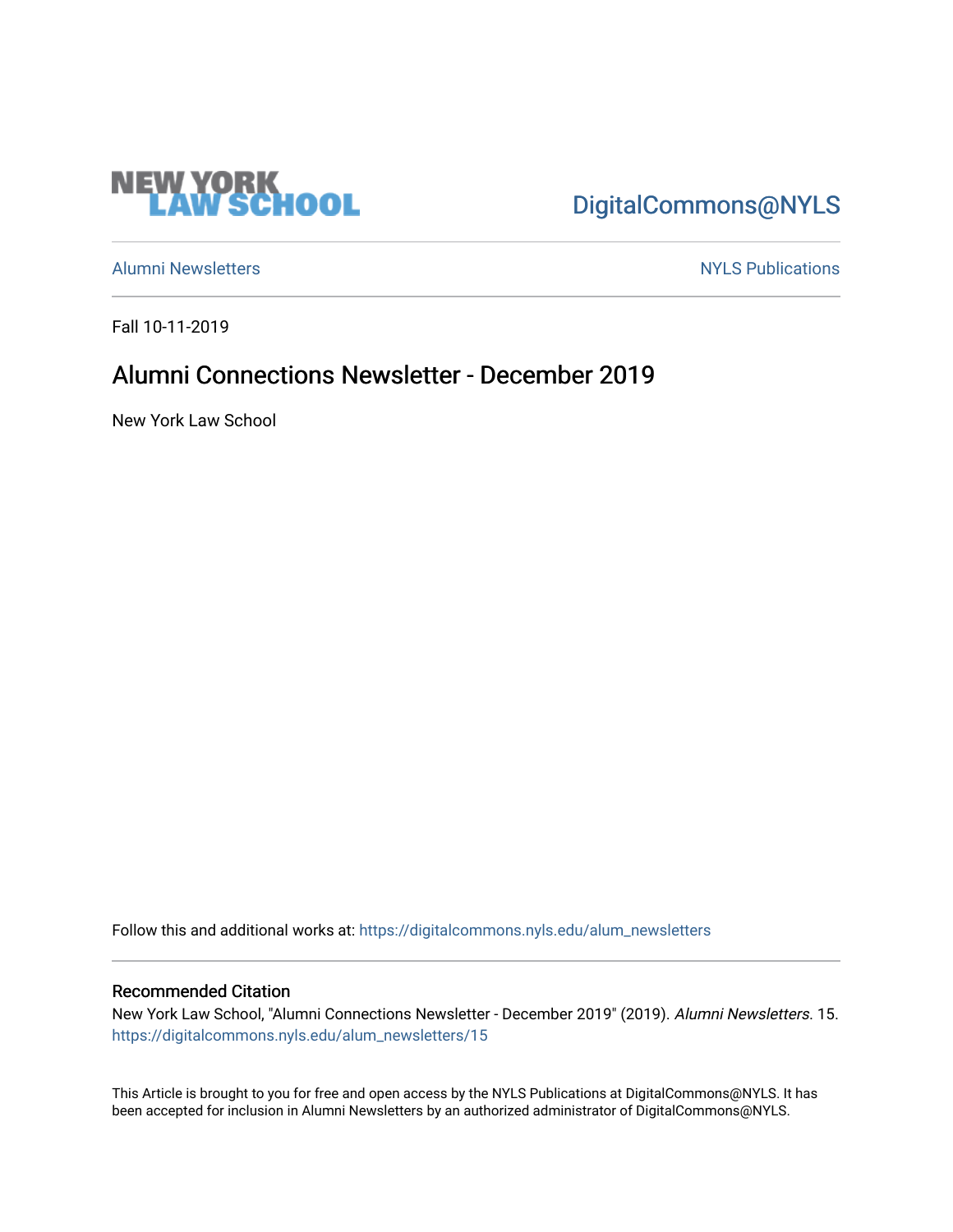NEW YORK LAW SCHOOL

DigitalCommons@NYLS

Alumni Newsletters

NYLS Publications

Fall 10-11-2019

# Alumni Connections Newsletter - December 2019

New York Law School

Follow this and additional works at: https://digitalcommons.nyls.edu/alum_newsletters

## Recommended Citation

New York Law School, "Alumni Connections Newsletter - December 2019" (2019). *Alumni Newsletters*. 15.
https://digitalcommons.nyls.edu/alum_newsletters/15

This Article is brought to you for free and open access by the NYLS Publications at DigitalCommons@NYLS. It has been accepted for inclusion in Alumni Newsletters by an authorized administrator of DigitalCommons@NYLS.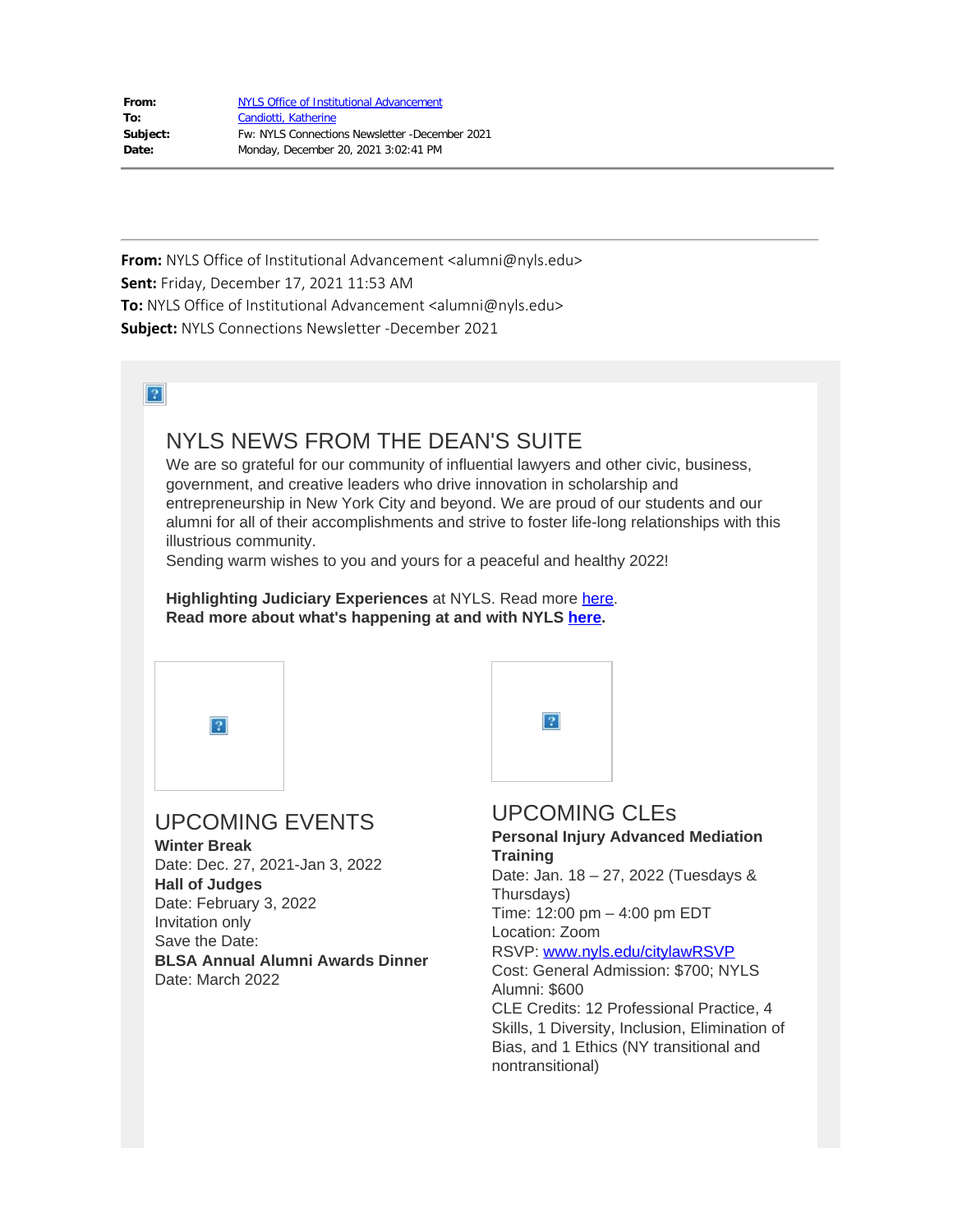| | |
|---|---|
| **From:** | NYLS Office of Institutional Advancement |
| **To:** | Candiotti, Katherine |
| **Subject:** | Fw: NYLS Connections Newsletter -December 2021 |
| **Date:** | Monday, December 20, 2021 3:02:41 PM |

---

**From:** NYLS Office of Institutional Advancement <alumni@nyls.edu>
**Sent:** Friday, December 17, 2021 11:53 AM
**To:** NYLS Office of Institutional Advancement <alumni@nyls.edu>
**Subject:** NYLS Connections Newsletter -December 2021

# NYLS NEWS FROM THE DEAN'S SUITE

We are so grateful for our community of influential lawyers and other civic, business, government, and creative leaders who drive innovation in scholarship and entrepreneurship in New York City and beyond. We are proud of our students and our alumni for all of their accomplishments and strive to foster life-long relationships with this illustrious community.
Sending warm wishes to you and yours for a peaceful and healthy 2022!

**Highlighting Judiciary Experiences** at NYLS. Read more here.
**Read more about what's happening at and with NYLS here.**

## UPCOMING EVENTS

**Winter Break**
Date: Dec. 27, 2021-Jan 3, 2022
**Hall of Judges**
Date: February 3, 2022
Invitation only
Save the Date:
**BLSA Annual Alumni Awards Dinner**
Date: March 2022

## UPCOMING CLEs

**Personal Injury Advanced Mediation Training**
Date: Jan. 18 – 27, 2022 (Tuesdays & Thursdays)
Time: 12:00 pm – 4:00 pm EDT
Location: Zoom
RSVP: www.nyls.edu/citylawRSVP
Cost: General Admission: $700; NYLS Alumni: $600
CLE Credits: 12 Professional Practice, 4 Skills, 1 Diversity, Inclusion, Elimination of Bias, and 1 Ethics (NY transitional and nontransitional)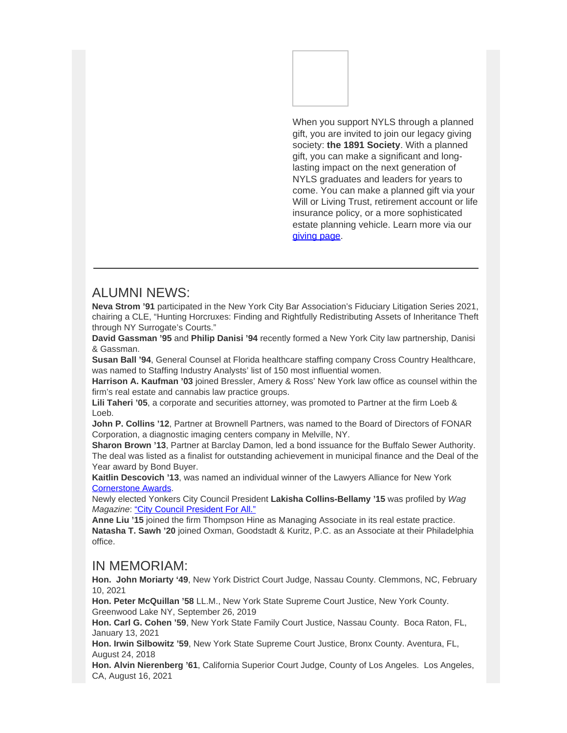When you support NYLS through a planned gift, you are invited to join our legacy giving society: **the 1891 Society**. With a planned gift, you can make a significant and long-lasting impact on the next generation of NYLS graduates and leaders for years to come. You can make a planned gift via your Will or Living Trust, retirement account or life insurance policy, or a more sophisticated estate planning vehicle. Learn more via our giving page.

---

## ALUMNI NEWS:

**Neva Strom '91** participated in the New York City Bar Association's Fiduciary Litigation Series 2021, chairing a CLE, "Hunting Horcruxes: Finding and Rightfully Redistributing Assets of Inheritance Theft through NY Surrogate's Courts."

**David Gassman '95** and **Philip Danisi '94** recently formed a New York City law partnership, Danisi & Gassman.

**Susan Ball '94**, General Counsel at Florida healthcare staffing company Cross Country Healthcare, was named to Staffing Industry Analysts' list of 150 most influential women.

**Harrison A. Kaufman '03** joined Bressler, Amery & Ross' New York law office as counsel within the firm's real estate and cannabis law practice groups.

**Lili Taheri '05**, a corporate and securities attorney, was promoted to Partner at the firm Loeb & Loeb.

**John P. Collins '12**, Partner at Brownell Partners, was named to the Board of Directors of FONAR Corporation, a diagnostic imaging centers company in Melville, NY.

**Sharon Brown '13**, Partner at Barclay Damon, led a bond issuance for the Buffalo Sewer Authority. The deal was listed as a finalist for outstanding achievement in municipal finance and the Deal of the Year award by Bond Buyer.

**Kaitlin Descovich '13**, was named an individual winner of the Lawyers Alliance for New York Cornerstone Awards.

Newly elected Yonkers City Council President **Lakisha Collins-Bellamy '15** was profiled by *Wag Magazine*: "City Council President For All."

**Anne Liu '15** joined the firm Thompson Hine as Managing Associate in its real estate practice.

**Natasha T. Sawh '20** joined Oxman, Goodstadt & Kuritz, P.C. as an Associate at their Philadelphia office.

## IN MEMORIAM:

**Hon. John Moriarty '49**, New York District Court Judge, Nassau County. Clemmons, NC, February 10, 2021

**Hon. Peter McQuillan '58** LL.M., New York State Supreme Court Justice, New York County. Greenwood Lake NY, September 26, 2019

**Hon. Carl G. Cohen '59**, New York State Family Court Justice, Nassau County. Boca Raton, FL, January 13, 2021

**Hon. Irwin Silbowitz '59**, New York State Supreme Court Justice, Bronx County. Aventura, FL, August 24, 2018

**Hon. Alvin Nierenberg '61**, California Superior Court Judge, County of Los Angeles. Los Angeles, CA, August 16, 2021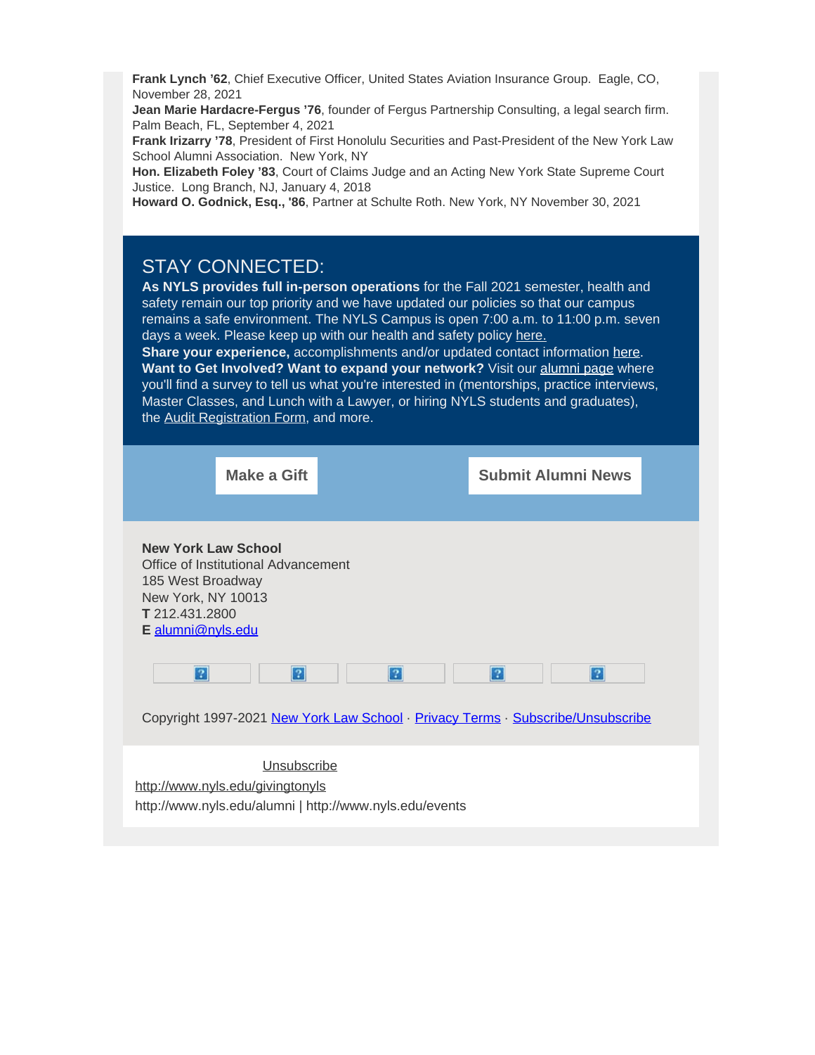**Frank Lynch ’62**, Chief Executive Officer, United States Aviation Insurance Group. Eagle, CO, November 28, 2021

**Jean Marie Hardacre-Fergus ’76**, founder of Fergus Partnership Consulting, a legal search firm. Palm Beach, FL, September 4, 2021

**Frank Irizarry ’78**, President of First Honolulu Securities and Past-President of the New York Law School Alumni Association. New York, NY

**Hon. Elizabeth Foley ’83**, Court of Claims Judge and an Acting New York State Supreme Court Justice. Long Branch, NJ, January 4, 2018

**Howard O. Godnick, Esq., '86**, Partner at Schulte Roth. New York, NY November 30, 2021

## STAY CONNECTED:

**As NYLS provides full in-person operations** for the Fall 2021 semester, health and safety remain our top priority and we have updated our policies so that our campus remains a safe environment. The NYLS Campus is open 7:00 a.m. to 11:00 p.m. seven days a week. Please keep up with our health and safety policy here.

**Share your experience,** accomplishments and/or updated contact information here.

**Want to Get Involved? Want to expand your network?** Visit our alumni page where you'll find a survey to tell us what you're interested in (mentorships, practice interviews, Master Classes, and Lunch with a Lawyer, or hiring NYLS students and graduates), the Audit Registration Form, and more.

**Make a Gift** | **Submit Alumni News**

**New York Law School**
Office of Institutional Advancement
185 West Broadway
New York, NY 10013
**T** 212.431.2800
**E** alumni@nyls.edu

Copyright 1997-2021 New York Law School · Privacy Terms · Subscribe/Unsubscribe

Unsubscribe

http://www.nyls.edu/givingtonyls

http://www.nyls.edu/alumni | http://www.nyls.edu/events